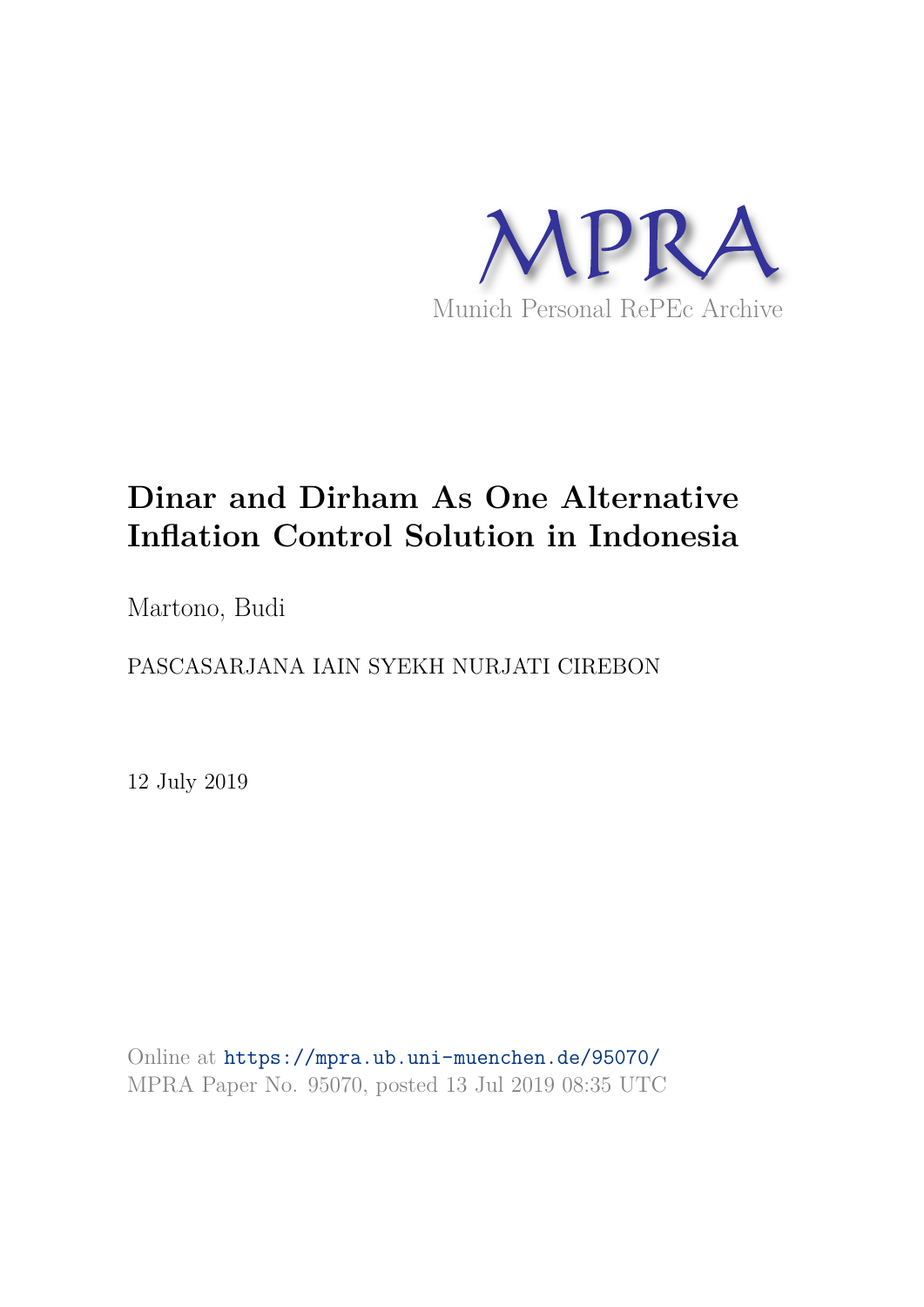MPRA

Munich Personal RePEc Archive

# Dinar and Dirham As One Alternative Inflation Control Solution in Indonesia

Martono, Budi

PASCASARJANA IAIN SYEKH NURJATI CIREBON

12 July 2019

Online at https://mpra.ub.uni-muenchen.de/95070/
MPRA Paper No. 95070, posted 13 Jul 2019 08:35 UTC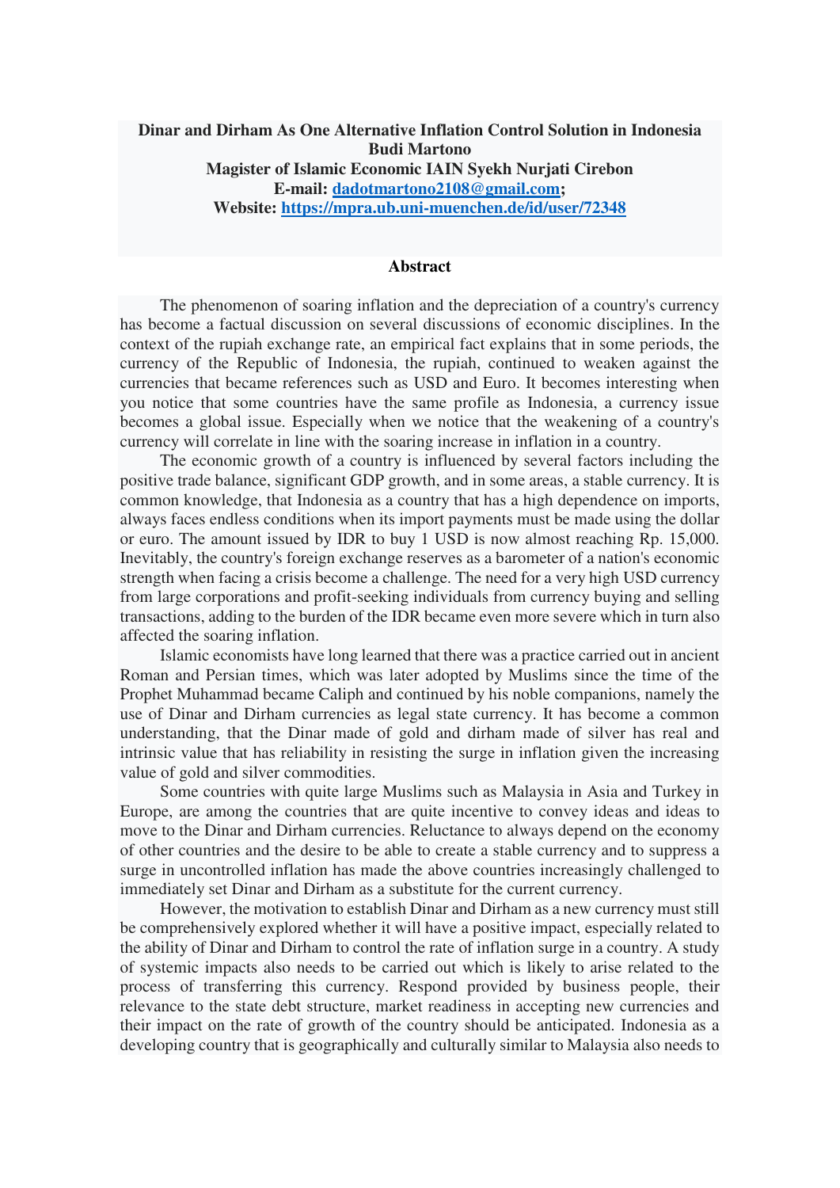**Dinar and Dirham As One Alternative Inflation Control Solution in Indonesia**
**Budi Martono**
**Magister of Islamic Economic IAIN Syekh Nurjati Cirebon**
**E-mail: dadotmartono2108@gmail.com;**
**Website: https://mpra.ub.uni-muenchen.de/id/user/72348**

## Abstract

The phenomenon of soaring inflation and the depreciation of a country's currency has become a factual discussion on several discussions of economic disciplines. In the context of the rupiah exchange rate, an empirical fact explains that in some periods, the currency of the Republic of Indonesia, the rupiah, continued to weaken against the currencies that became references such as USD and Euro. It becomes interesting when you notice that some countries have the same profile as Indonesia, a currency issue becomes a global issue. Especially when we notice that the weakening of a country's currency will correlate in line with the soaring increase in inflation in a country.

The economic growth of a country is influenced by several factors including the positive trade balance, significant GDP growth, and in some areas, a stable currency. It is common knowledge, that Indonesia as a country that has a high dependence on imports, always faces endless conditions when its import payments must be made using the dollar or euro. The amount issued by IDR to buy 1 USD is now almost reaching Rp. 15,000. Inevitably, the country's foreign exchange reserves as a barometer of a nation's economic strength when facing a crisis become a challenge. The need for a very high USD currency from large corporations and profit-seeking individuals from currency buying and selling transactions, adding to the burden of the IDR became even more severe which in turn also affected the soaring inflation.

Islamic economists have long learned that there was a practice carried out in ancient Roman and Persian times, which was later adopted by Muslims since the time of the Prophet Muhammad became Caliph and continued by his noble companions, namely the use of Dinar and Dirham currencies as legal state currency. It has become a common understanding, that the Dinar made of gold and dirham made of silver has real and intrinsic value that has reliability in resisting the surge in inflation given the increasing value of gold and silver commodities.

Some countries with quite large Muslims such as Malaysia in Asia and Turkey in Europe, are among the countries that are quite incentive to convey ideas and ideas to move to the Dinar and Dirham currencies. Reluctance to always depend on the economy of other countries and the desire to be able to create a stable currency and to suppress a surge in uncontrolled inflation has made the above countries increasingly challenged to immediately set Dinar and Dirham as a substitute for the current currency.

However, the motivation to establish Dinar and Dirham as a new currency must still be comprehensively explored whether it will have a positive impact, especially related to the ability of Dinar and Dirham to control the rate of inflation surge in a country. A study of systemic impacts also needs to be carried out which is likely to arise related to the process of transferring this currency. Respond provided by business people, their relevance to the state debt structure, market readiness in accepting new currencies and their impact on the rate of growth of the country should be anticipated. Indonesia as a developing country that is geographically and culturally similar to Malaysia also needs to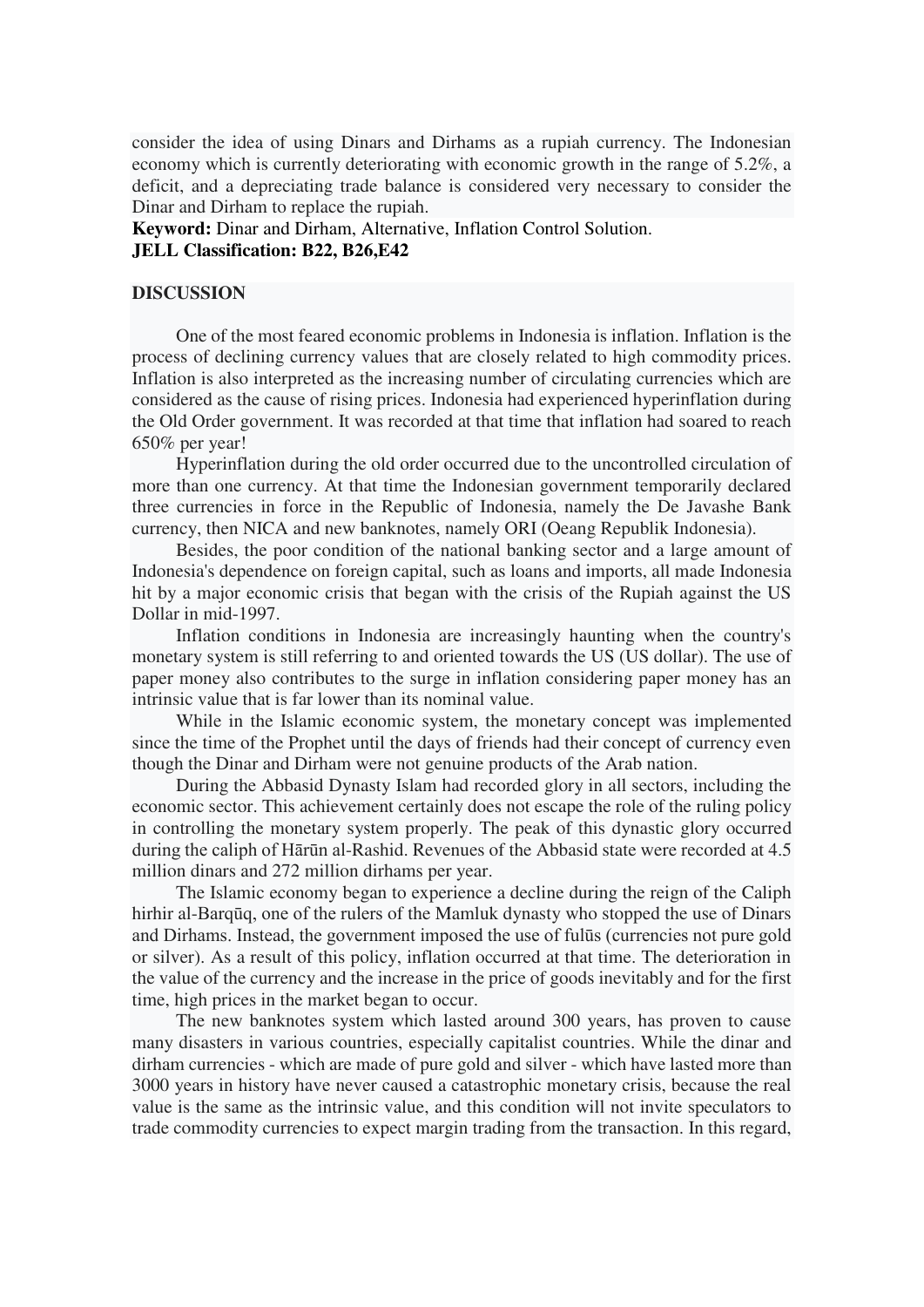consider the idea of using Dinars and Dirhams as a rupiah currency. The Indonesian economy which is currently deteriorating with economic growth in the range of 5.2%, a deficit, and a depreciating trade balance is considered very necessary to consider the Dinar and Dirham to replace the rupiah.

**Keyword:** Dinar and Dirham, Alternative, Inflation Control Solution.
**JELL Classification: B22, B26,E42**

## DISCUSSION

One of the most feared economic problems in Indonesia is inflation. Inflation is the process of declining currency values that are closely related to high commodity prices. Inflation is also interpreted as the increasing number of circulating currencies which are considered as the cause of rising prices. Indonesia had experienced hyperinflation during the Old Order government. It was recorded at that time that inflation had soared to reach 650% per year!

Hyperinflation during the old order occurred due to the uncontrolled circulation of more than one currency. At that time the Indonesian government temporarily declared three currencies in force in the Republic of Indonesia, namely the De Javashe Bank currency, then NICA and new banknotes, namely ORI (Oeang Republik Indonesia).

Besides, the poor condition of the national banking sector and a large amount of Indonesia's dependence on foreign capital, such as loans and imports, all made Indonesia hit by a major economic crisis that began with the crisis of the Rupiah against the US Dollar in mid-1997.

Inflation conditions in Indonesia are increasingly haunting when the country's monetary system is still referring to and oriented towards the US (US dollar). The use of paper money also contributes to the surge in inflation considering paper money has an intrinsic value that is far lower than its nominal value.

While in the Islamic economic system, the monetary concept was implemented since the time of the Prophet until the days of friends had their concept of currency even though the Dinar and Dirham were not genuine products of the Arab nation.

During the Abbasid Dynasty Islam had recorded glory in all sectors, including the economic sector. This achievement certainly does not escape the role of the ruling policy in controlling the monetary system properly. The peak of this dynastic glory occurred during the caliph of Hārūn al-Rashid. Revenues of the Abbasid state were recorded at 4.5 million dinars and 272 million dirhams per year.

The Islamic economy began to experience a decline during the reign of the Caliph hirhir al-Barqūq, one of the rulers of the Mamluk dynasty who stopped the use of Dinars and Dirhams. Instead, the government imposed the use of fulūs (currencies not pure gold or silver). As a result of this policy, inflation occurred at that time. The deterioration in the value of the currency and the increase in the price of goods inevitably and for the first time, high prices in the market began to occur.

The new banknotes system which lasted around 300 years, has proven to cause many disasters in various countries, especially capitalist countries. While the dinar and dirham currencies - which are made of pure gold and silver - which have lasted more than 3000 years in history have never caused a catastrophic monetary crisis, because the real value is the same as the intrinsic value, and this condition will not invite speculators to trade commodity currencies to expect margin trading from the transaction. In this regard,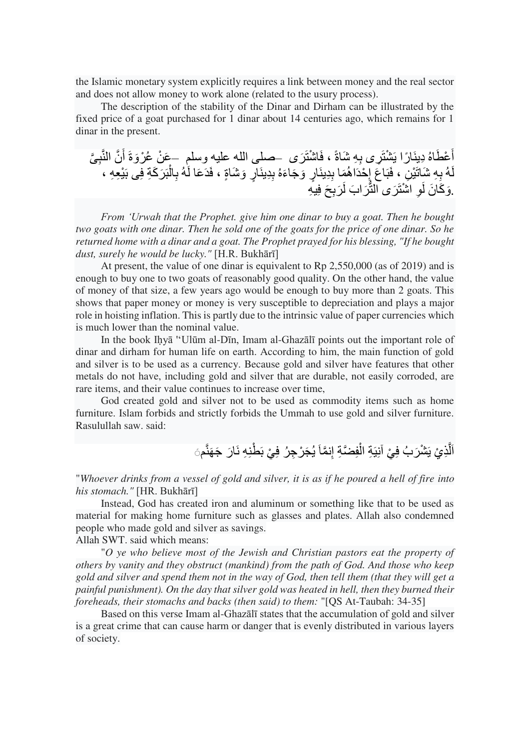the Islamic monetary system explicitly requires a link between money and the real sector and does not allow money to work alone (related to the usury process).

The description of the stability of the Dinar and Dirham can be illustrated by the fixed price of a goat purchased for 1 dinar about 14 centuries ago, which remains for 1 dinar in the present.

عَنْ عُرْوَةَ أَنَّ النَّبِيَّ –صلى الله عليه وسلم– أَعْطَاهُ دِينَارًا يَشْتَرِى بِهِ شَاةً ، فَاشْتَرَى لَهُ بِهِ شَاتَيْنِ ، فَبَاعَ إِحْدَاهُمَا بِدِينَارٍ وَجَاءَهُ بِدِينَارٍ وَشَاةٍ ، فَدَعَا لَهُ بِالْبَرَكَةِ فِى بَيْعِهِ ، وَكَانَ لَوِ اشْتَرَى التُّرَابَ لَرَبِحَ فِيهِ.

*From 'Urwah that the Prophet. give him one dinar to buy a goat. Then he bought two goats with one dinar. Then he sold one of the goats for the price of one dinar. So he returned home with a dinar and a goat. The Prophet prayed for his blessing, "If he bought dust, surely he would be lucky."* [H.R. Bukhārī]

At present, the value of one dinar is equivalent to Rp 2,550,000 (as of 2019) and is enough to buy one to two goats of reasonably good quality. On the other hand, the value of money of that size, a few years ago would be enough to buy more than 2 goats. This shows that paper money or money is very susceptible to depreciation and plays a major role in hoisting inflation. This is partly due to the intrinsic value of paper currencies which is much lower than the nominal value.

In the book Iḥyā '‘Ulūm al-Dīn, Imam al-Ghazālī points out the important role of dinar and dirham for human life on earth. According to him, the main function of gold and silver is to be used as a currency. Because gold and silver have features that other metals do not have, including gold and silver that are durable, not easily corroded, are rare items, and their value continues to increase over time,

God created gold and silver not to be used as commodity items such as home furniture. Islam forbids and strictly forbids the Ummah to use gold and silver furniture. Rasulullah saw. said:

اَلَّذِيْ يَشْرَبُ فِيْ آنِيَةِ الْفِضَّةِ إِنمَّاَ يُجَرْجِرُ فِيْ بَطْنِهِ نَارَ جَهَنَّمَ

"*Whoever drinks from a vessel of gold and silver, it is as if he poured a hell of fire into his stomach."* [HR. Bukhārī]

Instead, God has created iron and aluminum or something like that to be used as material for making home furniture such as glasses and plates. Allah also condemned people who made gold and silver as savings.

Allah SWT. said which means:

"*O ye who believe most of the Jewish and Christian pastors eat the property of others by vanity and they obstruct (mankind) from the path of God. And those who keep gold and silver and spend them not in the way of God, then tell them (that they will get a painful punishment). On the day that silver gold was heated in hell, then they burned their foreheads, their stomachs and backs (then said) to them:* "[QS At-Taubah: 34-35]

Based on this verse Imam al-Ghazālī states that the accumulation of gold and silver is a great crime that can cause harm or danger that is evenly distributed in various layers of society.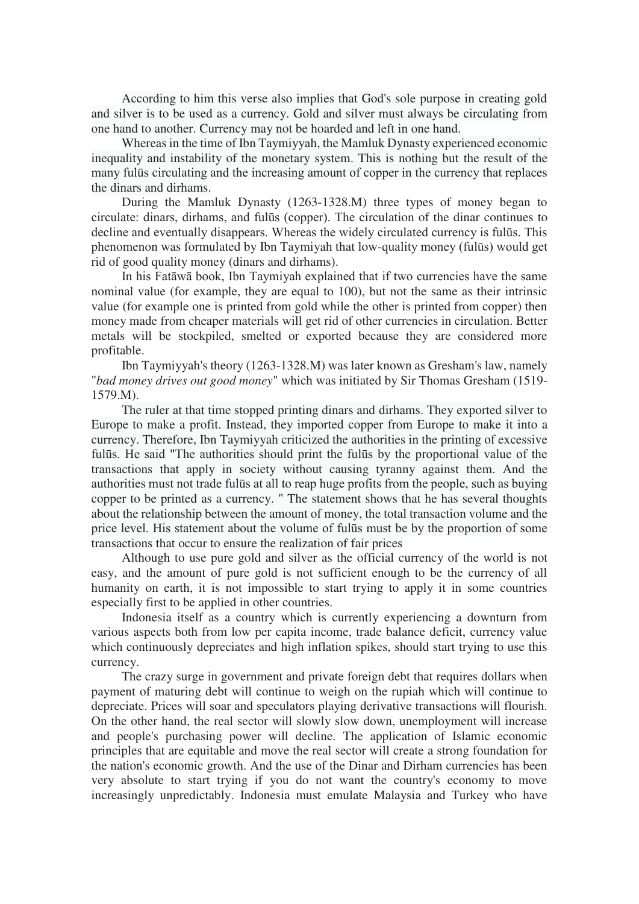According to him this verse also implies that God's sole purpose in creating gold and silver is to be used as a currency. Gold and silver must always be circulating from one hand to another. Currency may not be hoarded and left in one hand.

Whereas in the time of Ibn Taymiyyah, the Mamluk Dynasty experienced economic inequality and instability of the monetary system. This is nothing but the result of the many fulūs circulating and the increasing amount of copper in the currency that replaces the dinars and dirhams.

During the Mamluk Dynasty (1263-1328.M) three types of money began to circulate: dinars, dirhams, and fulūs (copper). The circulation of the dinar continues to decline and eventually disappears. Whereas the widely circulated currency is fulūs. This phenomenon was formulated by Ibn Taymiyah that low-quality money (fulūs) would get rid of good quality money (dinars and dirhams).

In his Fatāwā book, Ibn Taymiyah explained that if two currencies have the same nominal value (for example, they are equal to 100), but not the same as their intrinsic value (for example one is printed from gold while the other is printed from copper) then money made from cheaper materials will get rid of other currencies in circulation. Better metals will be stockpiled, smelted or exported because they are considered more profitable.

Ibn Taymiyyah's theory (1263-1328.M) was later known as Gresham's law, namely "*bad money drives out good money*" which was initiated by Sir Thomas Gresham (1519-1579.M).

The ruler at that time stopped printing dinars and dirhams. They exported silver to Europe to make a profit. Instead, they imported copper from Europe to make it into a currency. Therefore, Ibn Taymiyyah criticized the authorities in the printing of excessive fulūs. He said "The authorities should print the fulūs by the proportional value of the transactions that apply in society without causing tyranny against them. And the authorities must not trade fulūs at all to reap huge profits from the people, such as buying copper to be printed as a currency. " The statement shows that he has several thoughts about the relationship between the amount of money, the total transaction volume and the price level. His statement about the volume of fulūs must be by the proportion of some transactions that occur to ensure the realization of fair prices

Although to use pure gold and silver as the official currency of the world is not easy, and the amount of pure gold is not sufficient enough to be the currency of all humanity on earth, it is not impossible to start trying to apply it in some countries especially first to be applied in other countries.

Indonesia itself as a country which is currently experiencing a downturn from various aspects both from low per capita income, trade balance deficit, currency value which continuously depreciates and high inflation spikes, should start trying to use this currency.

The crazy surge in government and private foreign debt that requires dollars when payment of maturing debt will continue to weigh on the rupiah which will continue to depreciate. Prices will soar and speculators playing derivative transactions will flourish. On the other hand, the real sector will slowly slow down, unemployment will increase and people's purchasing power will decline. The application of Islamic economic principles that are equitable and move the real sector will create a strong foundation for the nation's economic growth. And the use of the Dinar and Dirham currencies has been very absolute to start trying if you do not want the country's economy to move increasingly unpredictably. Indonesia must emulate Malaysia and Turkey who have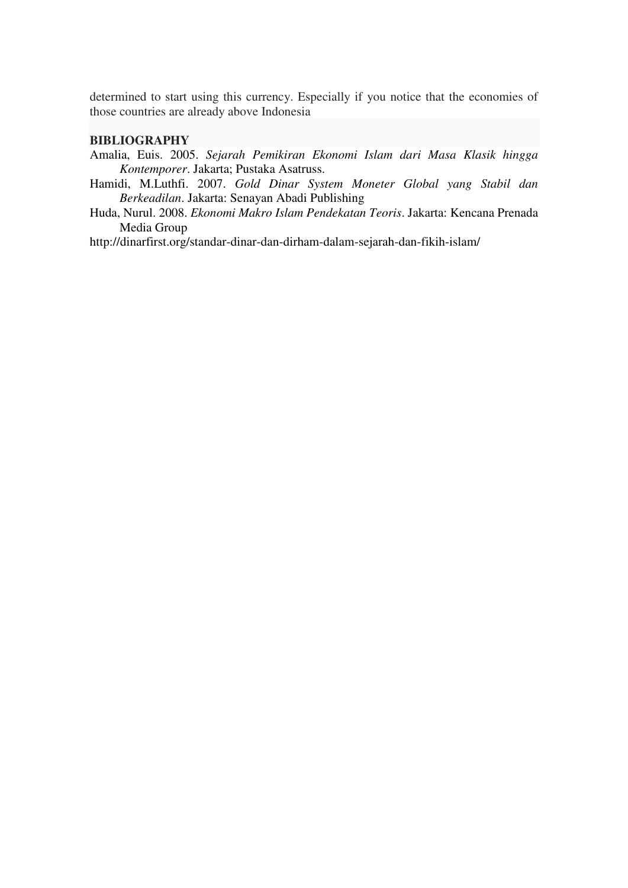determined to start using this currency. Especially if you notice that the economies of those countries are already above Indonesia

## BIBLIOGRAPHY

Amalia, Euis. 2005. *Sejarah Pemikiran Ekonomi Islam dari Masa Klasik hingga Kontemporer*. Jakarta; Pustaka Asatruss.

Hamidi, M.Luthfi. 2007. *Gold Dinar System Moneter Global yang Stabil dan Berkeadilan*. Jakarta: Senayan Abadi Publishing

Huda, Nurul. 2008. *Ekonomi Makro Islam Pendekatan Teoris*. Jakarta: Kencana Prenada Media Group

http://dinarfirst.org/standar-dinar-dan-dirham-dalam-sejarah-dan-fikih-islam/